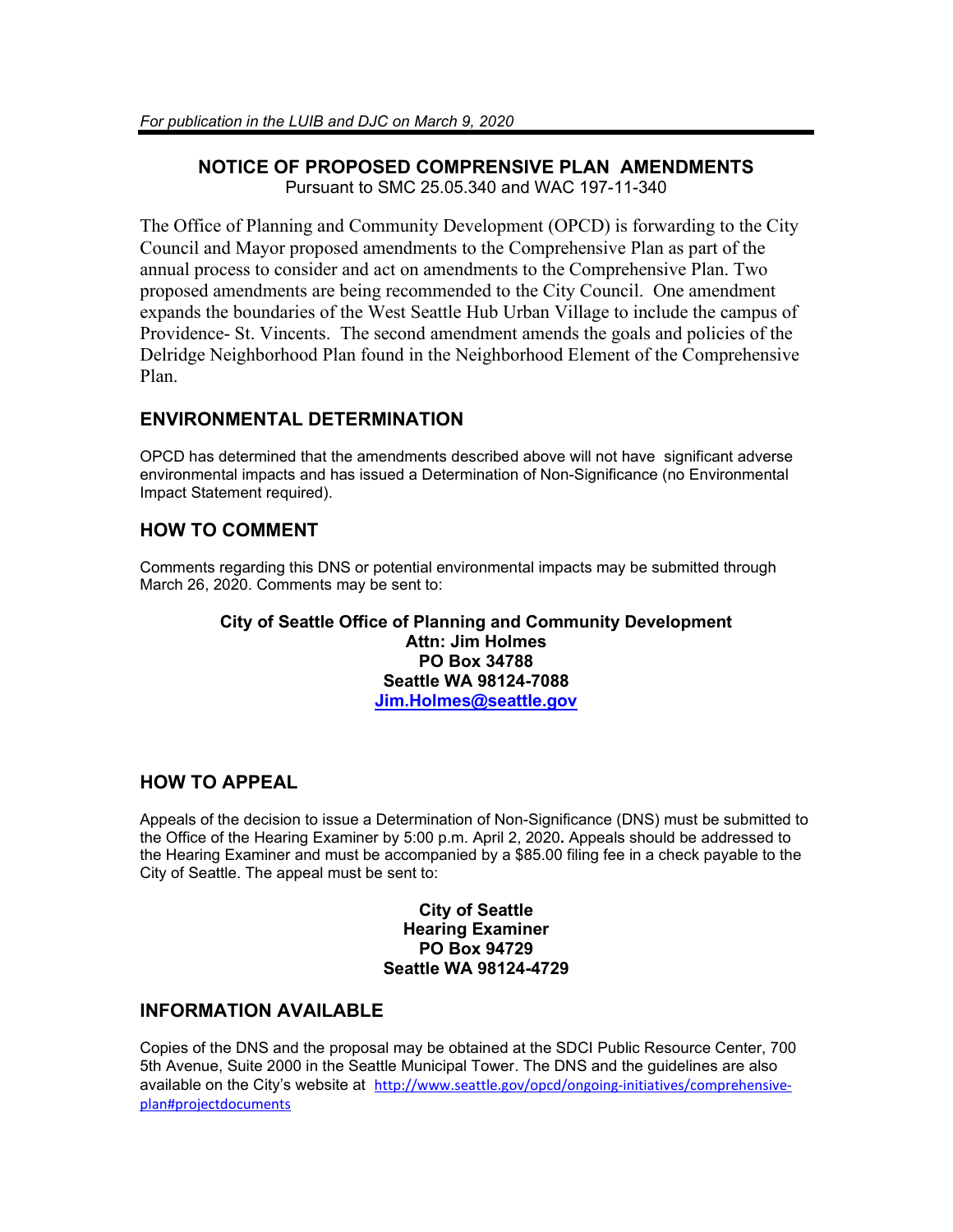*For publication in the LUIB and DJC on March 9, 2020*

# NOTICE OF PROPOSED COMPRENSIVE PLAN AMENDMENTS

Pursuant to SMC 25.05.340 and WAC 197-11-340

The Office of Planning and Community Development (OPCD) is forwarding to the City Council and Mayor proposed amendments to the Comprehensive Plan as part of the annual process to consider and act on amendments to the Comprehensive Plan. Two proposed amendments are being recommended to the City Council. One amendment expands the boundaries of the West Seattle Hub Urban Village to include the campus of Providence- St. Vincents. The second amendment amends the goals and policies of the Delridge Neighborhood Plan found in the Neighborhood Element of the Comprehensive Plan.

## ENVIRONMENTAL DETERMINATION

OPCD has determined that the amendments described above will not have significant adverse environmental impacts and has issued a Determination of Non-Significance (no Environmental Impact Statement required).

## HOW TO COMMENT

Comments regarding this DNS or potential environmental impacts may be submitted through March 26, 2020. Comments may be sent to:

**City of Seattle Office of Planning and Community Development**
**Attn: Jim Holmes**
**PO Box 34788**
**Seattle WA 98124-7088**
**Jim.Holmes@seattle.gov**

## HOW TO APPEAL

Appeals of the decision to issue a Determination of Non-Significance (DNS) must be submitted to the Office of the Hearing Examiner by 5:00 p.m. April 2, 2020**.** Appeals should be addressed to the Hearing Examiner and must be accompanied by a $85.00 filing fee in a check payable to the City of Seattle. The appeal must be sent to:

**City of Seattle**
**Hearing Examiner**
**PO Box 94729**
**Seattle WA 98124-4729**

## INFORMATION AVAILABLE

Copies of the DNS and the proposal may be obtained at the SDCI Public Resource Center, 700 5th Avenue, Suite 2000 in the Seattle Municipal Tower. The DNS and the guidelines are also available on the City's website at http://www.seattle.gov/opcd/ongoing-initiatives/comprehensive-plan#projectdocuments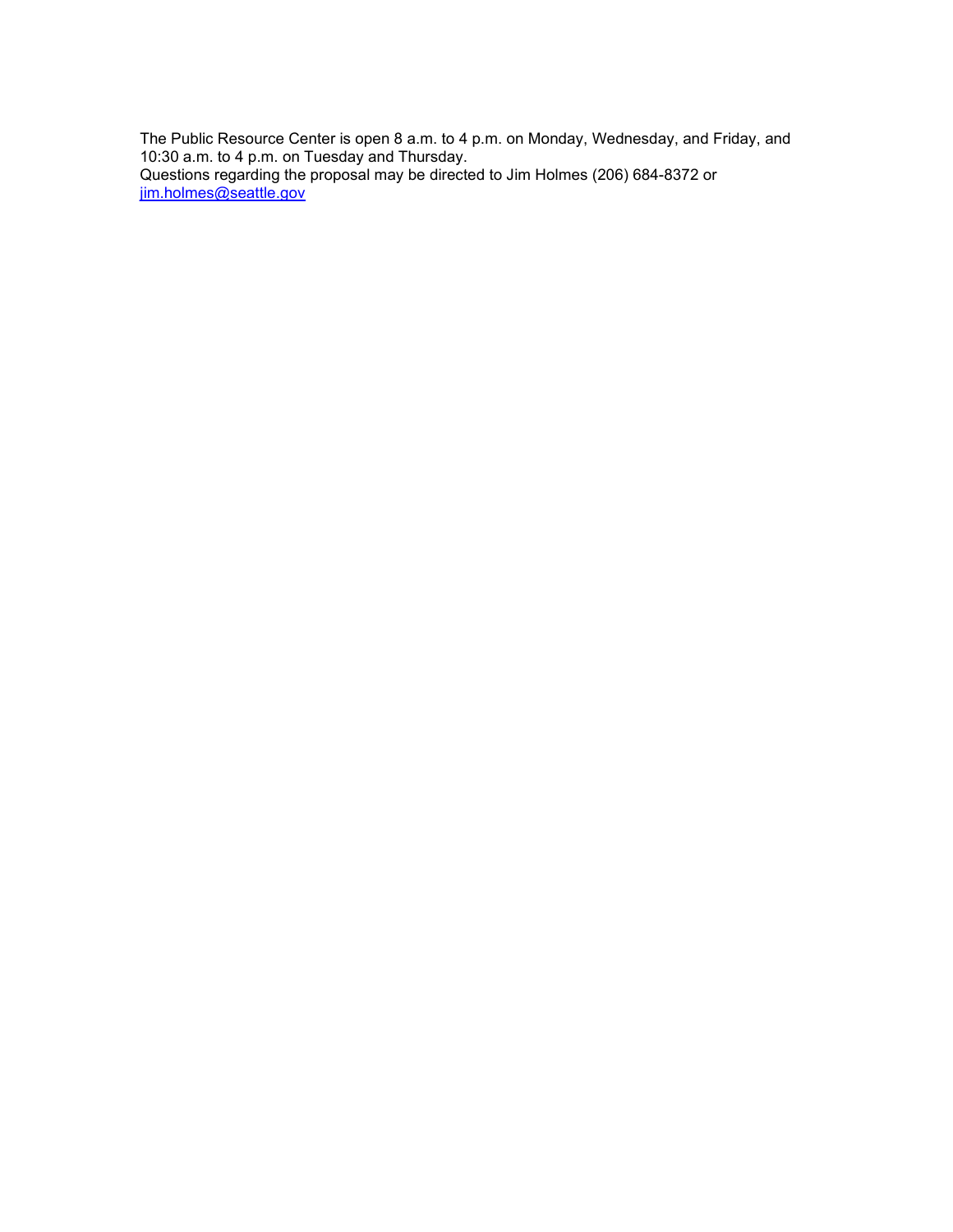The Public Resource Center is open 8 a.m. to 4 p.m. on Monday, Wednesday, and Friday, and 10:30 a.m. to 4 p.m. on Tuesday and Thursday.

Questions regarding the proposal may be directed to Jim Holmes (206) 684-8372 or [jim.holmes@seattle.gov](mailto:jim.holmes@seattle.gov)